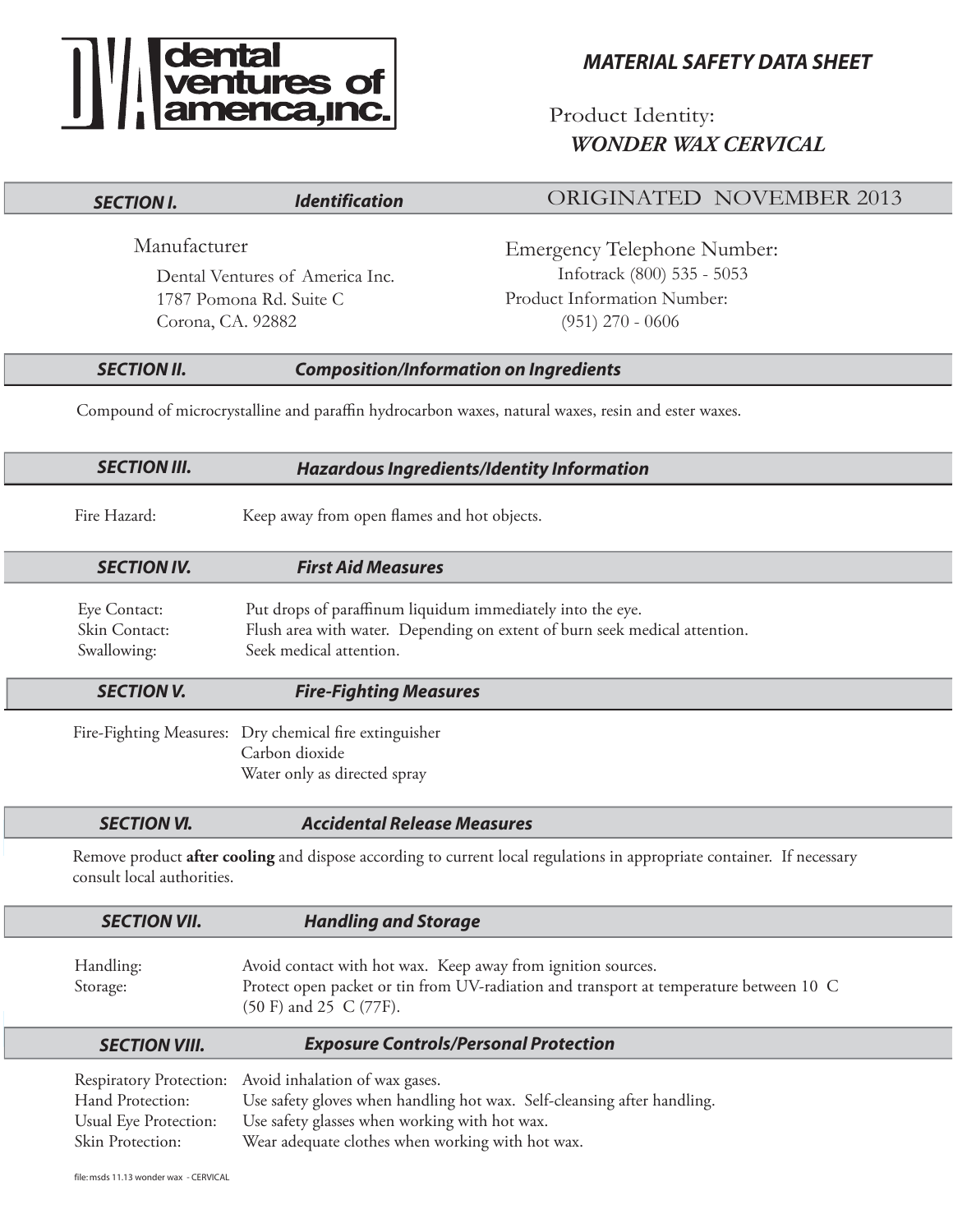**dental ventures of america,inc.**

## *MATERIAL SAFETY DATA SHEET*

Product Identity:
***WONDER WAX CERVICAL***

## *SECTION I. Identification*

ORIGINATED NOVEMBER 2013

Manufacturer

Dental Ventures of America Inc.
1787 Pomona Rd. Suite C
Corona, CA. 92882

Emergency Telephone Number:
Infotrack (800) 535 - 5053

Product Information Number:
(951) 270 - 0606

## *SECTION II. Composition/Information on Ingredients*

Compound of microcrystalline and paraffin hydrocarbon waxes, natural waxes, resin and ester waxes.

## *SECTION III. Hazardous Ingredients/Identity Information*

Fire Hazard: Keep away from open flames and hot objects.

## *SECTION IV. First Aid Measures*

Eye Contact: Put drops of paraffinum liquidum immediately into the eye.
Skin Contact: Flush area with water. Depending on extent of burn seek medical attention.
Swallowing: Seek medical attention.

## *SECTION V. Fire-Fighting Measures*

Fire-Fighting Measures: Dry chemical fire extinguisher
Carbon dioxide
Water only as directed spray

## *SECTION VI. Accidental Release Measures*

Remove product **after cooling** and dispose according to current local regulations in appropriate container. If necessary consult local authorities.

## *SECTION VII. Handling and Storage*

Handling: Avoid contact with hot wax. Keep away from ignition sources.
Storage: Protect open packet or tin from UV-radiation and transport at temperature between 10 C (50 F) and 25 C (77F).

## *SECTION VIII. Exposure Controls/Personal Protection*

Respiratory Protection: Avoid inhalation of wax gases.
Hand Protection: Use safety gloves when handling hot wax. Self-cleansing after handling.
Usual Eye Protection: Use safety glasses when working with hot wax.
Skin Protection: Wear adequate clothes when working with hot wax.

file: msds 11.13 wonder wax - CERVICAL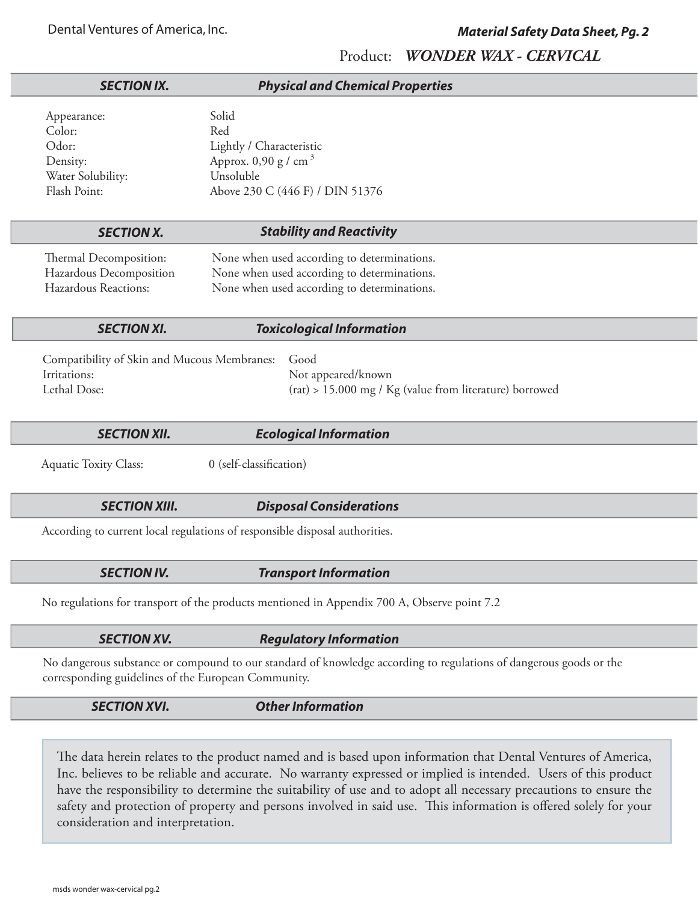Product: ***WONDER WAX - CERVICAL***

## SECTION IX. Physical and Chemical Properties

| | |
|---|---|
| Appearance: | Solid |
| Color: | Red |
| Odor: | Lightly / Characteristic |
| Density: | Approx. 0,90 g / $cm^3$ |
| Water Solubility: | Unsoluble |
| Flash Point: | Above 230 C (446 F) / DIN 51376 |

## SECTION X. Stability and Reactivity

| | |
|---|---|
| Thermal Decomposition: | None when used according to determinations. |
| Hazardous Decomposition | None when used according to determinations. |
| Hazardous Reactions: | None when used according to determinations. |

## SECTION XI. Toxicological Information

| | |
|---|---|
| Compatibility of Skin and Mucous Membranes: | Good |
| Irritations: | Not appeared/known |
| Lethal Dose: | (rat) > 15.000 mg / Kg (value from literature) borrowed |

## SECTION XII. Ecological Information

Aquatic Toxity Class: 0 (self-classification)

## SECTION XIII. Disposal Considerations

According to current local regulations of responsible disposal authorities.

## SECTION IV. Transport Information

No regulations for transport of the products mentioned in Appendix 700 A, Observe point 7.2

## SECTION XV. Regulatory Information

No dangerous substance or compound to our standard of knowledge according to regulations of dangerous goods or the corresponding guidelines of the European Community.

## SECTION XVI. Other Information

The data herein relates to the product named and is based upon information that Dental Ventures of America, Inc. believes to be reliable and accurate. No warranty expressed or implied is intended. Users of this product have the responsibility to determine the suitability of use and to adopt all necessary precautions to ensure the safety and protection of property and persons involved in said use. This information is offered solely for your consideration and interpretation.